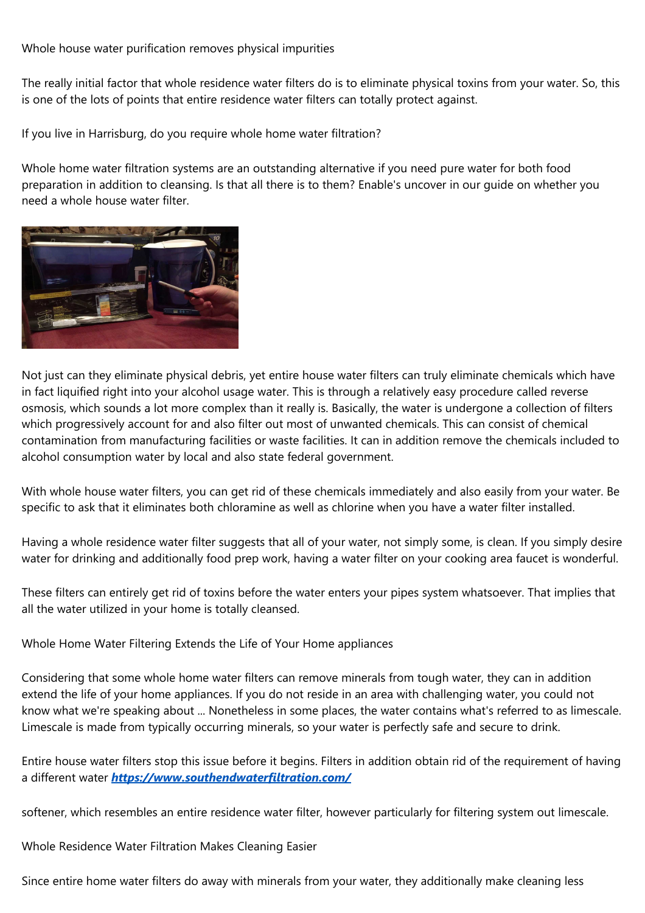## Whole house water purification removes physical impurities

The really initial factor that whole residence water filters do is to eliminate physical toxins from your water. So, this is one of the lots of points that entire residence water filters can totally protect against.

## If you live in Harrisburg, do you require whole home water filtration?

Whole home water filtration systems are an outstanding alternative if you need pure water for both food preparation in addition to cleansing. Is that all there is to them? Enable's uncover in our guide on whether you need a whole house water filter.

Not just can they eliminate physical debris, yet entire house water filters can truly eliminate chemicals which have in fact liquified right into your alcohol usage water. This is through a relatively easy procedure called reverse osmosis, which sounds a lot more complex than it really is. Basically, the water is undergone a collection of filters which progressively account for and also filter out most of unwanted chemicals. This can consist of chemical contamination from manufacturing facilities or waste facilities. It can in addition remove the chemicals included to alcohol consumption water by local and also state federal government.

With whole house water filters, you can get rid of these chemicals immediately and also easily from your water. Be specific to ask that it eliminates both chloramine as well as chlorine when you have a water filter installed.

Having a whole residence water filter suggests that all of your water, not simply some, is clean. If you simply desire water for drinking and additionally food prep work, having a water filter on your cooking area faucet is wonderful.

These filters can entirely get rid of toxins before the water enters your pipes system whatsoever. That implies that all the water utilized in your home is totally cleansed.

## Whole Home Water Filtering Extends the Life of Your Home appliances

Considering that some whole home water filters can remove minerals from tough water, they can in addition extend the life of your home appliances. If you do not reside in an area with challenging water, you could not know what we're speaking about ... Nonetheless in some places, the water contains what's referred to as limescale. Limescale is made from typically occurring minerals, so your water is perfectly safe and secure to drink.

Entire house water filters stop this issue before it begins. Filters in addition obtain rid of the requirement of having a different water ***[https://www.southendwaterfiltration.com/](https://www.southendwaterfiltration.com/)***

softener, which resembles an entire residence water filter, however particularly for filtering system out limescale.

## Whole Residence Water Filtration Makes Cleaning Easier

Since entire home water filters do away with minerals from your water, they additionally make cleaning less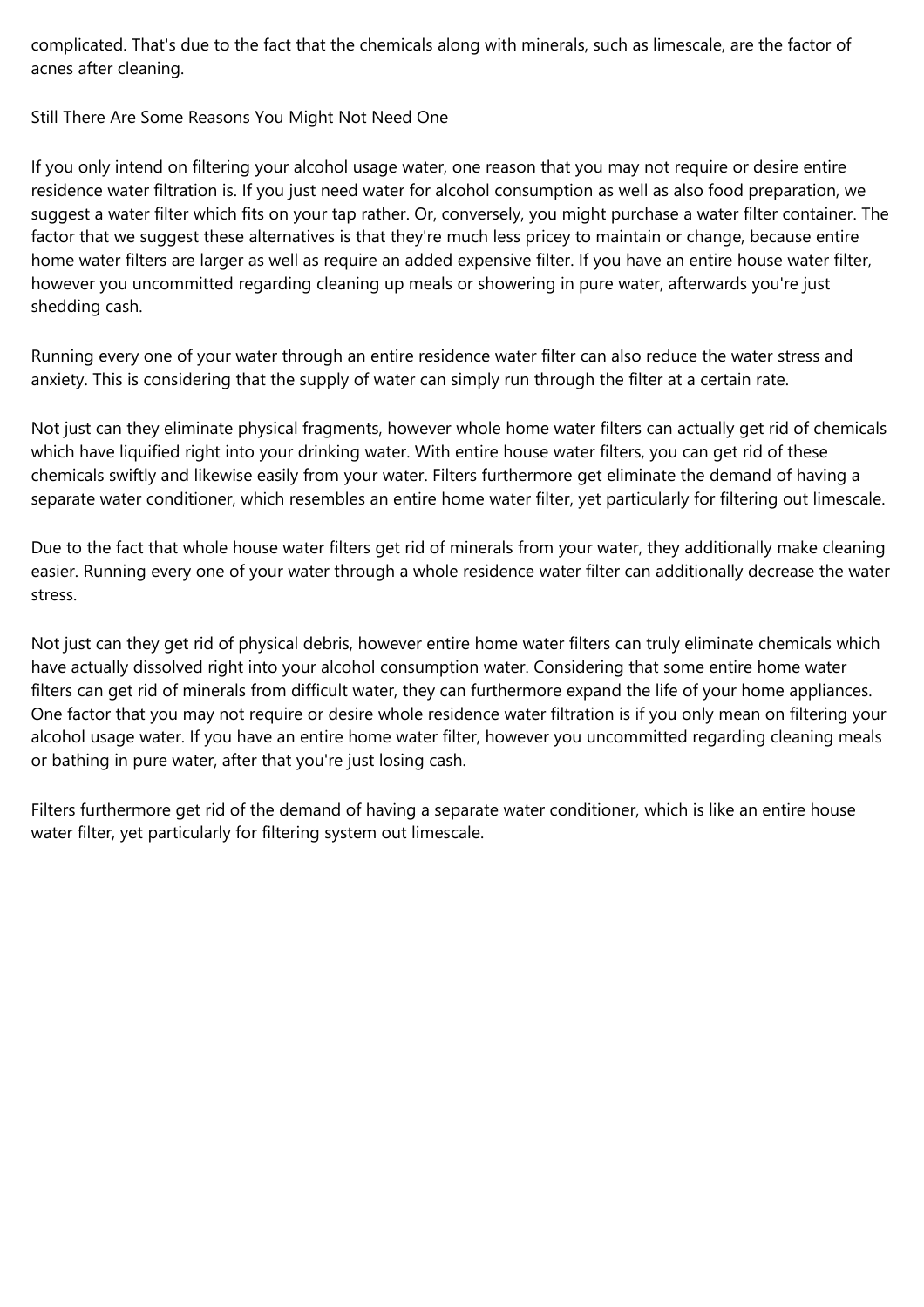complicated. That's due to the fact that the chemicals along with minerals, such as limescale, are the factor of acnes after cleaning.

## Still There Are Some Reasons You Might Not Need One

If you only intend on filtering your alcohol usage water, one reason that you may not require or desire entire residence water filtration is. If you just need water for alcohol consumption as well as also food preparation, we suggest a water filter which fits on your tap rather. Or, conversely, you might purchase a water filter container. The factor that we suggest these alternatives is that they're much less pricey to maintain or change, because entire home water filters are larger as well as require an added expensive filter. If you have an entire house water filter, however you uncommitted regarding cleaning up meals or showering in pure water, afterwards you're just shedding cash.

Running every one of your water through an entire residence water filter can also reduce the water stress and anxiety. This is considering that the supply of water can simply run through the filter at a certain rate.

Not just can they eliminate physical fragments, however whole home water filters can actually get rid of chemicals which have liquified right into your drinking water. With entire house water filters, you can get rid of these chemicals swiftly and likewise easily from your water. Filters furthermore get eliminate the demand of having a separate water conditioner, which resembles an entire home water filter, yet particularly for filtering out limescale.

Due to the fact that whole house water filters get rid of minerals from your water, they additionally make cleaning easier. Running every one of your water through a whole residence water filter can additionally decrease the water stress.

Not just can they get rid of physical debris, however entire home water filters can truly eliminate chemicals which have actually dissolved right into your alcohol consumption water. Considering that some entire home water filters can get rid of minerals from difficult water, they can furthermore expand the life of your home appliances. One factor that you may not require or desire whole residence water filtration is if you only mean on filtering your alcohol usage water. If you have an entire home water filter, however you uncommitted regarding cleaning meals or bathing in pure water, after that you're just losing cash.

Filters furthermore get rid of the demand of having a separate water conditioner, which is like an entire house water filter, yet particularly for filtering system out limescale.